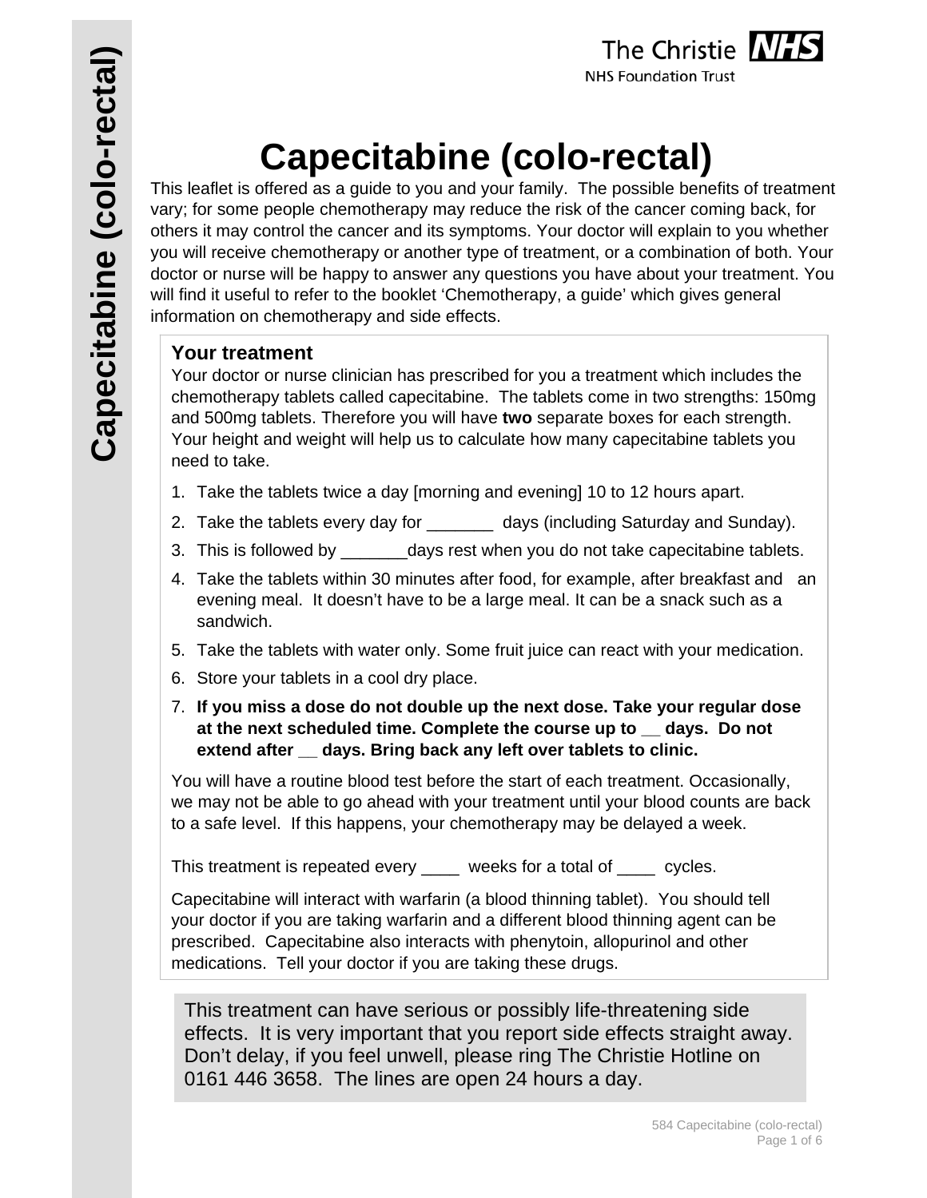The Christie NHS Foundation Trust

# Capecitabine (colo-rectal)

This leaflet is offered as a guide to you and your family. The possible benefits of treatment vary; for some people chemotherapy may reduce the risk of the cancer coming back, for others it may control the cancer and its symptoms. Your doctor will explain to you whether you will receive chemotherapy or another type of treatment, or a combination of both. Your doctor or nurse will be happy to answer any questions you have about your treatment. You will find it useful to refer to the booklet 'Chemotherapy, a guide' which gives general information on chemotherapy and side effects.

## Your treatment

Your doctor or nurse clinician has prescribed for you a treatment which includes the chemotherapy tablets called capecitabine. The tablets come in two strengths: 150mg and 500mg tablets. Therefore you will have **two** separate boxes for each strength. Your height and weight will help us to calculate how many capecitabine tablets you need to take.

1. Take the tablets twice a day [morning and evening] 10 to 12 hours apart.
2. Take the tablets every day for _______ days (including Saturday and Sunday).
3. This is followed by _______days rest when you do not take capecitabine tablets.
4. Take the tablets within 30 minutes after food, for example, after breakfast and an evening meal. It doesn't have to be a large meal. It can be a snack such as a sandwich.
5. Take the tablets with water only. Some fruit juice can react with your medication.
6. Store your tablets in a cool dry place.
7. **If you miss a dose do not double up the next dose. Take your regular dose at the next scheduled time. Complete the course up to __ days. Do not extend after __ days. Bring back any left over tablets to clinic.**

You will have a routine blood test before the start of each treatment. Occasionally, we may not be able to go ahead with your treatment until your blood counts are back to a safe level. If this happens, your chemotherapy may be delayed a week.

This treatment is repeated every ____ weeks for a total of ____ cycles.

Capecitabine will interact with warfarin (a blood thinning tablet). You should tell your doctor if you are taking warfarin and a different blood thinning agent can be prescribed. Capecitabine also interacts with phenytoin, allopurinol and other medications. Tell your doctor if you are taking these drugs.

This treatment can have serious or possibly life-threatening side effects. It is very important that you report side effects straight away. Don't delay, if you feel unwell, please ring The Christie Hotline on 0161 446 3658. The lines are open 24 hours a day.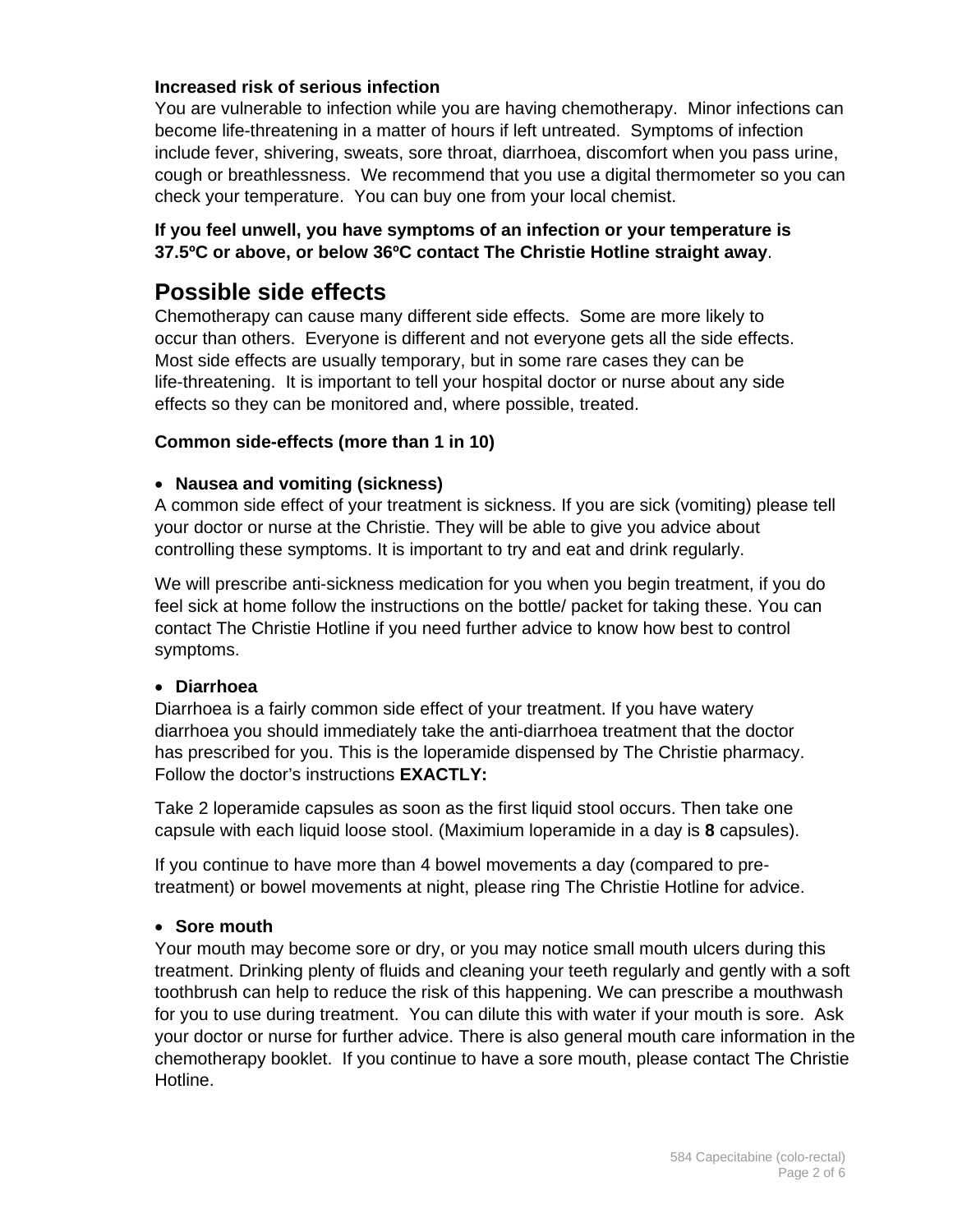**Increased risk of serious infection**

You are vulnerable to infection while you are having chemotherapy. Minor infections can become life-threatening in a matter of hours if left untreated. Symptoms of infection include fever, shivering, sweats, sore throat, diarrhoea, discomfort when you pass urine, cough or breathlessness. We recommend that you use a digital thermometer so you can check your temperature. You can buy one from your local chemist.

**If you feel unwell, you have symptoms of an infection or your temperature is 37.5ºC or above, or below 36ºC contact The Christie Hotline straight away**.

## Possible side effects

Chemotherapy can cause many different side effects. Some are more likely to occur than others. Everyone is different and not everyone gets all the side effects. Most side effects are usually temporary, but in some rare cases they can be life-threatening. It is important to tell your hospital doctor or nurse about any side effects so they can be monitored and, where possible, treated.

**Common side-effects (more than 1 in 10)**

- **Nausea and vomiting (sickness)**

A common side effect of your treatment is sickness. If you are sick (vomiting) please tell your doctor or nurse at the Christie. They will be able to give you advice about controlling these symptoms. It is important to try and eat and drink regularly.

We will prescribe anti-sickness medication for you when you begin treatment, if you do feel sick at home follow the instructions on the bottle/ packet for taking these. You can contact The Christie Hotline if you need further advice to know how best to control symptoms.

- **Diarrhoea**

Diarrhoea is a fairly common side effect of your treatment. If you have watery diarrhoea you should immediately take the anti-diarrhoea treatment that the doctor has prescribed for you. This is the loperamide dispensed by The Christie pharmacy. Follow the doctor's instructions **EXACTLY:**

Take 2 loperamide capsules as soon as the first liquid stool occurs. Then take one capsule with each liquid loose stool. (Maximium loperamide in a day is **8** capsules).

If you continue to have more than 4 bowel movements a day (compared to pre-treatment) or bowel movements at night, please ring The Christie Hotline for advice.

- **Sore mouth**

Your mouth may become sore or dry, or you may notice small mouth ulcers during this treatment. Drinking plenty of fluids and cleaning your teeth regularly and gently with a soft toothbrush can help to reduce the risk of this happening. We can prescribe a mouthwash for you to use during treatment. You can dilute this with water if your mouth is sore. Ask your doctor or nurse for further advice. There is also general mouth care information in the chemotherapy booklet. If you continue to have a sore mouth, please contact The Christie Hotline.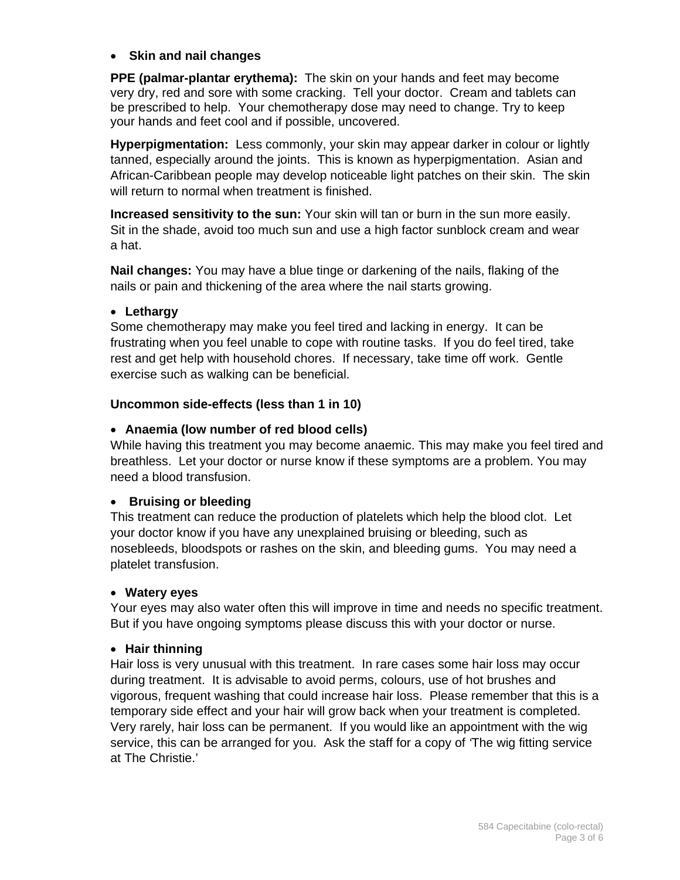- **Skin and nail changes**

**PPE (palmar-plantar erythema):** The skin on your hands and feet may become very dry, red and sore with some cracking. Tell your doctor. Cream and tablets can be prescribed to help. Your chemotherapy dose may need to change. Try to keep your hands and feet cool and if possible, uncovered.

**Hyperpigmentation:** Less commonly, your skin may appear darker in colour or lightly tanned, especially around the joints. This is known as hyperpigmentation. Asian and African-Caribbean people may develop noticeable light patches on their skin. The skin will return to normal when treatment is finished.

**Increased sensitivity to the sun:** Your skin will tan or burn in the sun more easily. Sit in the shade, avoid too much sun and use a high factor sunblock cream and wear a hat.

**Nail changes:** You may have a blue tinge or darkening of the nails, flaking of the nails or pain and thickening of the area where the nail starts growing.

- **Lethargy**

Some chemotherapy may make you feel tired and lacking in energy. It can be frustrating when you feel unable to cope with routine tasks. If you do feel tired, take rest and get help with household chores. If necessary, take time off work. Gentle exercise such as walking can be beneficial.

**Uncommon side-effects (less than 1 in 10)**

- **Anaemia (low number of red blood cells)**

While having this treatment you may become anaemic. This may make you feel tired and breathless. Let your doctor or nurse know if these symptoms are a problem. You may need a blood transfusion.

- **Bruising or bleeding**

This treatment can reduce the production of platelets which help the blood clot. Let your doctor know if you have any unexplained bruising or bleeding, such as nosebleeds, bloodspots or rashes on the skin, and bleeding gums. You may need a platelet transfusion.

- **Watery eyes**

Your eyes may also water often this will improve in time and needs no specific treatment. But if you have ongoing symptoms please discuss this with your doctor or nurse.

- **Hair thinning**

Hair loss is very unusual with this treatment. In rare cases some hair loss may occur during treatment. It is advisable to avoid perms, colours, use of hot brushes and vigorous, frequent washing that could increase hair loss. Please remember that this is a temporary side effect and your hair will grow back when your treatment is completed. Very rarely, hair loss can be permanent. If you would like an appointment with the wig service, this can be arranged for you. Ask the staff for a copy of 'The wig fitting service at The Christie.'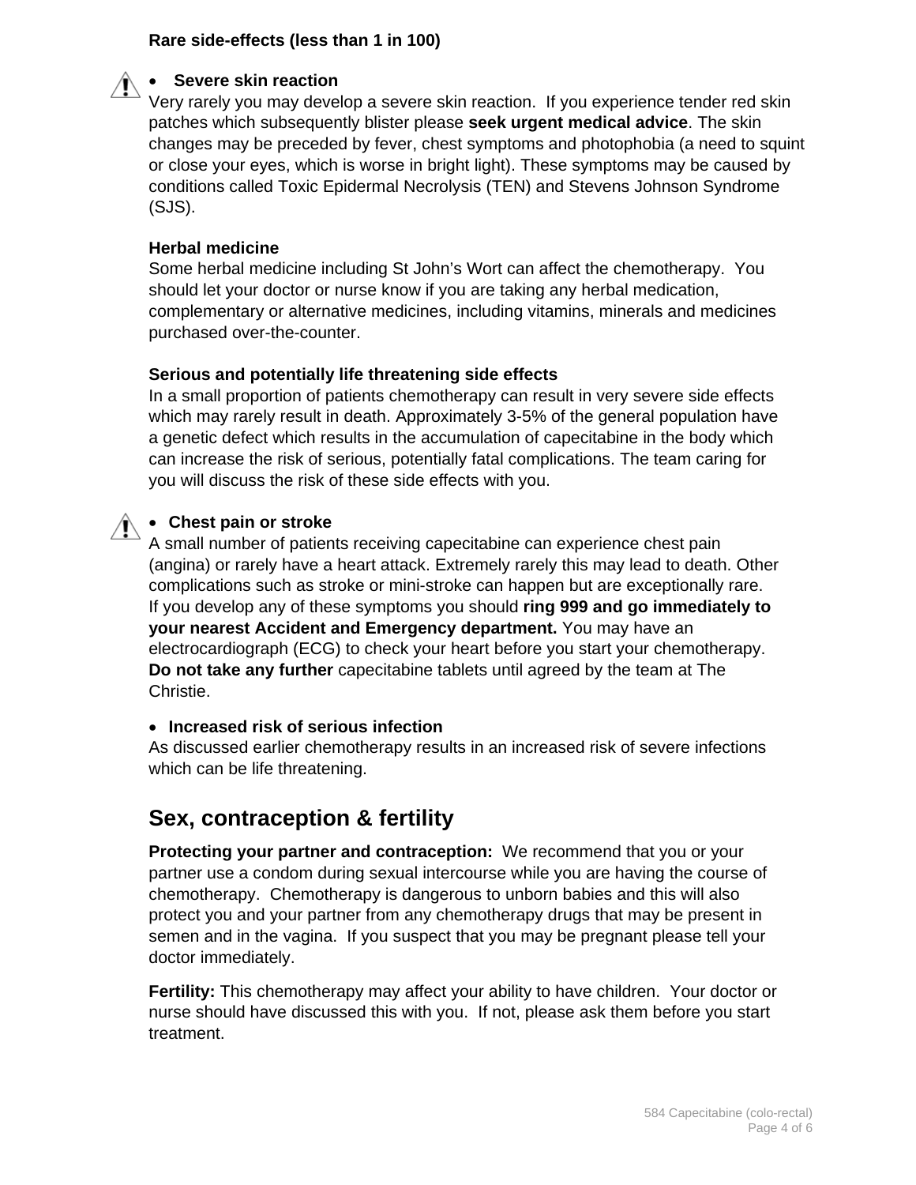**Rare side-effects (less than 1 in 100)**

- **Severe skin reaction**

Very rarely you may develop a severe skin reaction. If you experience tender red skin patches which subsequently blister please **seek urgent medical advice**. The skin changes may be preceded by fever, chest symptoms and photophobia (a need to squint or close your eyes, which is worse in bright light). These symptoms may be caused by conditions called Toxic Epidermal Necrolysis (TEN) and Stevens Johnson Syndrome (SJS).

**Herbal medicine**

Some herbal medicine including St John's Wort can affect the chemotherapy. You should let your doctor or nurse know if you are taking any herbal medication, complementary or alternative medicines, including vitamins, minerals and medicines purchased over-the-counter.

**Serious and potentially life threatening side effects**

In a small proportion of patients chemotherapy can result in very severe side effects which may rarely result in death. Approximately 3-5% of the general population have a genetic defect which results in the accumulation of capecitabine in the body which can increase the risk of serious, potentially fatal complications. The team caring for you will discuss the risk of these side effects with you.

- **Chest pain or stroke**

A small number of patients receiving capecitabine can experience chest pain (angina) or rarely have a heart attack. Extremely rarely this may lead to death. Other complications such as stroke or mini-stroke can happen but are exceptionally rare. If you develop any of these symptoms you should **ring 999 and go immediately to your nearest Accident and Emergency department.** You may have an electrocardiograph (ECG) to check your heart before you start your chemotherapy. **Do not take any further** capecitabine tablets until agreed by the team at The Christie.

- **Increased risk of serious infection**

As discussed earlier chemotherapy results in an increased risk of severe infections which can be life threatening.

## Sex, contraception & fertility

**Protecting your partner and contraception:** We recommend that you or your partner use a condom during sexual intercourse while you are having the course of chemotherapy. Chemotherapy is dangerous to unborn babies and this will also protect you and your partner from any chemotherapy drugs that may be present in semen and in the vagina. If you suspect that you may be pregnant please tell your doctor immediately.

**Fertility:** This chemotherapy may affect your ability to have children. Your doctor or nurse should have discussed this with you. If not, please ask them before you start treatment.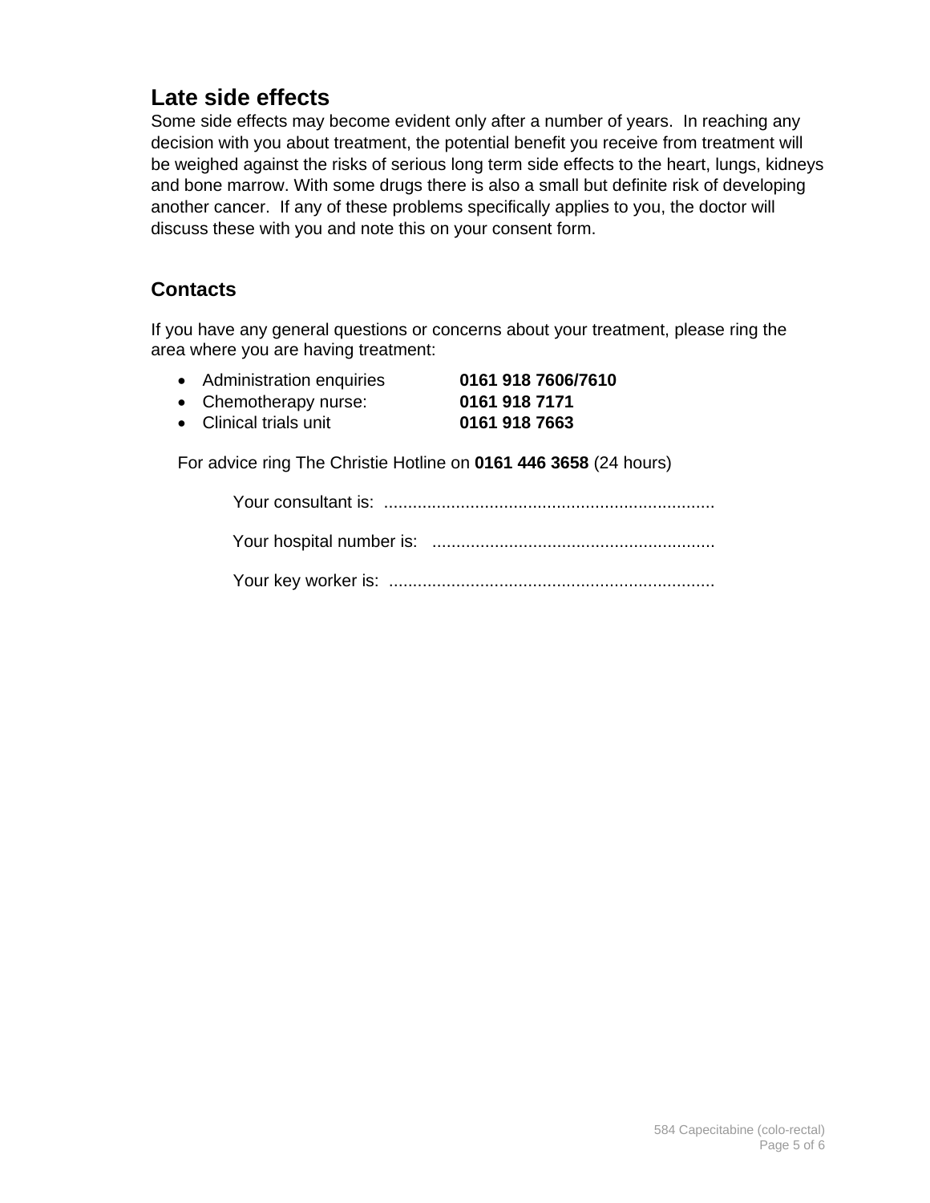## Late side effects

Some side effects may become evident only after a number of years. In reaching any decision with you about treatment, the potential benefit you receive from treatment will be weighed against the risks of serious long term side effects to the heart, lungs, kidneys and bone marrow. With some drugs there is also a small but definite risk of developing another cancer. If any of these problems specifically applies to you, the doctor will discuss these with you and note this on your consent form.

## Contacts

If you have any general questions or concerns about your treatment, please ring the area where you are having treatment:

- Administration enquiries **0161 918 7606/7610**
- Chemotherapy nurse: **0161 918 7171**
- Clinical trials unit **0161 918 7663**

For advice ring The Christie Hotline on **0161 446 3658** (24 hours)

Your consultant is: ....................................................................

Your hospital number is: ..........................................................

Your key worker is: ...................................................................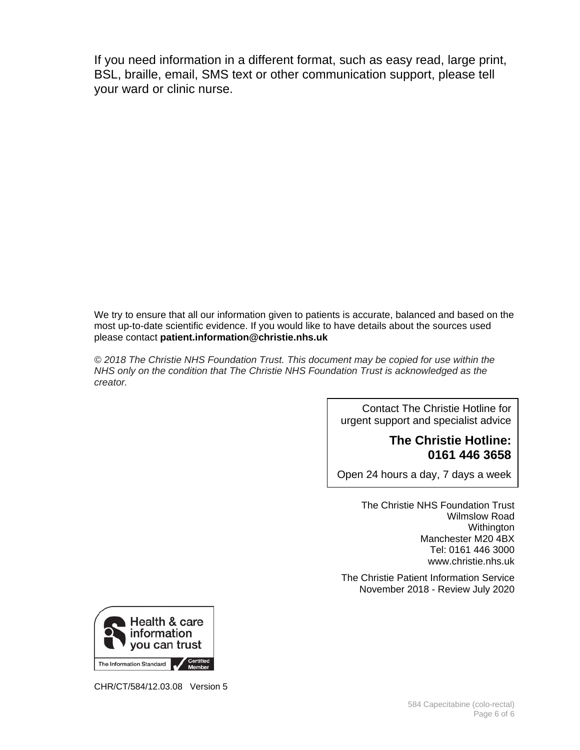If you need information in a different format, such as easy read, large print, BSL, braille, email, SMS text or other communication support, please tell your ward or clinic nurse.

We try to ensure that all our information given to patients is accurate, balanced and based on the most up-to-date scientific evidence. If you would like to have details about the sources used please contact **patient.information@christie.nhs.uk**

*© 2018 The Christie NHS Foundation Trust. This document may be copied for use within the NHS only on the condition that The Christie NHS Foundation Trust is acknowledged as the creator.*

Contact The Christie Hotline for urgent support and specialist advice

**The Christie Hotline: 0161 446 3658**

Open 24 hours a day, 7 days a week

The Christie NHS Foundation Trust
Wilmslow Road
Withington
Manchester M20 4BX
Tel: 0161 446 3000
www.christie.nhs.uk

The Christie Patient Information Service
November 2018 - Review July 2020

Health & care information you can trust

The Information Standard Certified Member

CHR/CT/584/12.03.08 Version 5